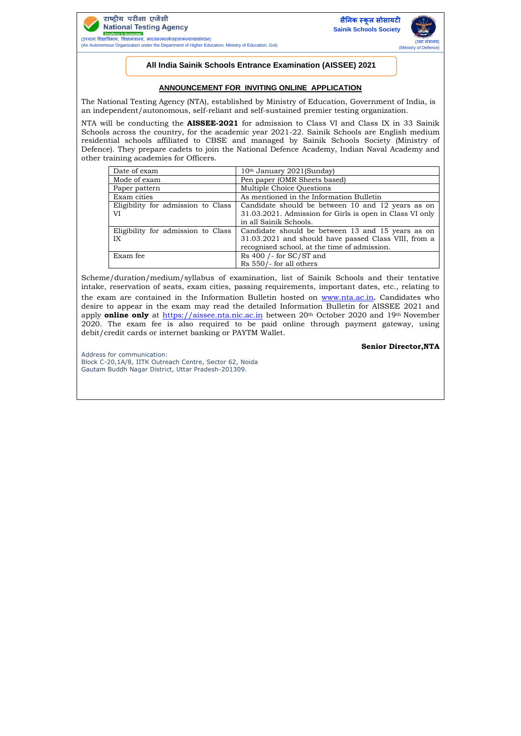राष्ट्रीय परीक्षा एजेंसी
National Testing Agency

(उच्चतर शिक्षाविभाग, शिक्षामंत्रालय, भारतसरकारकेतहतएकस्वायत्तसंगठन)
(An Autonomous Organization under the Department of Higher Education, Ministry of Education, GoI)

सैनिक स्कूल सोसायटी
Sainik Schools Society
(रक्षा मंत्रालय)
(Ministry of Defence)

# All India Sainik Schools Entrance Examination (AISSEE) 2021

## ANNOUNCEMENT FOR INVITING ONLINE APPLICATION

The National Testing Agency (NTA), established by Ministry of Education, Government of India, is an independent/autonomous, self-reliant and self-sustained premier testing organization.

NTA will be conducting the **AISSEE-2021** for admission to Class VI and Class IX in 33 Sainik Schools across the country, for the academic year 2021-22. Sainik Schools are English medium residential schools affiliated to CBSE and managed by Sainik Schools Society (Ministry of Defence). They prepare cadets to join the National Defence Academy, Indian Naval Academy and other training academies for Officers.

| | |
|---|---|
| Date of exam | 10th January 2021(Sunday) |
| Mode of exam | Pen paper (OMR Sheets based) |
| Paper pattern | Multiple Choice Questions |
| Exam cities | As mentioned in the Information Bulletin |
| Eligibility for admission to Class VI | Candidate should be between 10 and 12 years as on 31.03.2021. Admission for Girls is open in Class VI only in all Sainik Schools. |
| Eligibility for admission to Class IX | Candidate should be between 13 and 15 years as on 31.03.2021 and should have passed Class VIII, from a recognised school, at the time of admission. |
| Exam fee | Rs 400 /- for SC/ST and<br>Rs 550/- for all others |

Scheme/duration/medium/syllabus of examination, list of Sainik Schools and their tentative intake, reservation of seats, exam cities, passing requirements, important dates, etc., relating to the exam are contained in the Information Bulletin hosted on www.nta.ac.in. Candidates who desire to appear in the exam may read the detailed Information Bulletin for AISSEE 2021 and apply **online only** at https://aissee.nta.nic.ac.in between 20th October 2020 and 19th November 2020. The exam fee is also required to be paid online through payment gateway, using debit/credit cards or internet banking or PAYTM Wallet.

**Senior Director,NTA**

Address for communication:
Block C-20,1A/8, IITK Outreach Centre, Sector 62, Noida
Gautam Buddh Nagar District, Uttar Pradesh-201309.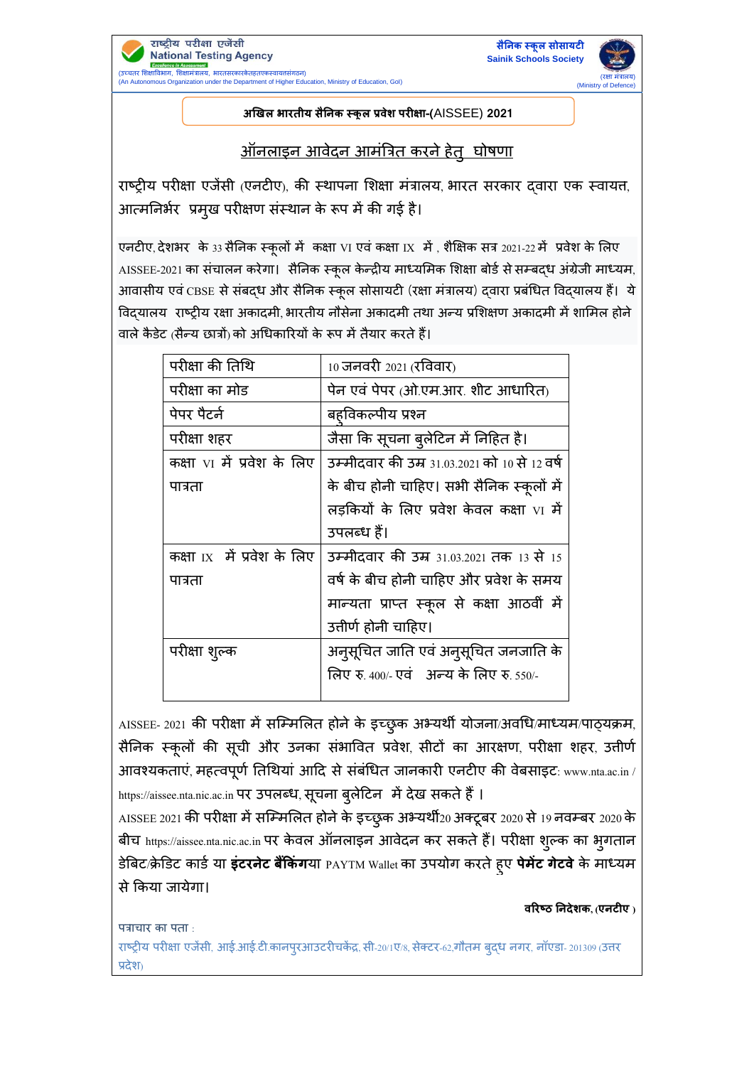राष्ट्रीय परीक्षा एजेंसी
National Testing Agency
Excellence in Assessment
(उच्चतर शिक्षाविभाग, शिक्षामंत्रालय, भारतसरकारकेतहतएकस्वायतसंगठन)
(An Autonomous Organization under the Department of Higher Education, Ministry of Education, GoI)

सैनिक स्कूल सोसायटी
Sainik Schools Society
(रक्षा मंत्रालय)
(Ministry of Defence)

**अखिल भारतीय सैनिक स्कूल प्रवेश परीक्षा-(AISSEE) 2021**

## ऑनलाइन आवेदन आमंत्रित करने हेतु घोषणा

राष्ट्रीय परीक्षा एजेंसी (एनटीए), की स्थापना शिक्षा मंत्रालय, भारत सरकार द्वारा एक स्वायत्त, आत्मनिर्भर प्रमुख परीक्षण संस्थान के रूप में की गई है।

एनटीए, देशभर के 33 सैनिक स्कूलों में कक्षा VI एवं कक्षा IX में, शैक्षिक सत्र 2021-22 में प्रवेश के लिए AISSEE-2021 का संचालन करेगा। सैनिक स्कूल केन्द्रीय माध्यमिक शिक्षा बोर्ड से सम्बद्ध अंग्रेजी माध्यम, आवासीय एवं CBSE से संबद्ध और सैनिक स्कूल सोसायटी (रक्षा मंत्रालय) द्वारा प्रबंधित विद्यालय हैं। ये विद्यालय राष्ट्रीय रक्षा अकादमी, भारतीय नौसेना अकादमी तथा अन्य प्रशिक्षण अकादमी में शामिल होने वाले कैडेट (सैन्य छात्रों) को अधिकारियों के रूप में तैयार करते हैं।

| | |
|---|---|
| परीक्षा की तिथि | 10 जनवरी 2021 (रविवार) |
| परीक्षा का मोड | पेन एवं पेपर (ओ.एम.आर. शीट आधारित) |
| पेपर पैटर्न | बहुविकल्पीय प्रश्न |
| परीक्षा शहर | जैसा कि सूचना बुलेटिन में निहित है। |
| कक्षा VI में प्रवेश के लिए पात्रता | उम्मीदवार की उम्र 31.03.2021 को 10 से 12 वर्ष के बीच होनी चाहिए। सभी सैनिक स्कूलों में लड़कियों के लिए प्रवेश केवल कक्षा VI में उपलब्ध हैं। |
| कक्षा IX में प्रवेश के लिए पात्रता | उम्मीदवार की उम्र 31.03.2021 तक 13 से 15 वर्ष के बीच होनी चाहिए और प्रवेश के समय मान्यता प्राप्त स्कूल से कक्षा आठवीं में उत्तीर्ण होनी चाहिए। |
| परीक्षा शुल्क | अनुसूचित जाति एवं अनुसूचित जनजाति के लिए रु. 400/- एवं अन्य के लिए रु. 550/- |

AISSEE- 2021 की परीक्षा में सम्मिलित होने के इच्छुक अभ्यर्थी योजना/अवधि/माध्यम/पाठ्यक्रम, सैनिक स्कूलों की सूची और उनका संभावित प्रवेश, सीटों का आरक्षण, परीक्षा शहर, उत्तीर्ण आवश्यकताएं, महत्वपूर्ण तिथियां आदि से संबंधित जानकारी एनटीए की वेबसाइट: www.nta.ac.in / https://aissee.nta.nic.ac.in पर उपलब्ध, सूचना बुलेटिन में देख सकते हैं ।

AISSEE 2021 की परीक्षा में सम्मिलित होने के इच्छुक अभ्यर्थी 20 अक्टूबर 2020 से 19 नवम्बर 2020 के बीच https://aissee.nta.nic.ac.in पर केवल ऑनलाइन आवेदन कर सकते हैं। परीक्षा शुल्क का भुगतान डेबिट/क्रेडिट कार्ड या **इंटरनेट बैंकिंग**या PAYTM Wallet का उपयोग करते हुए **पेमेंट गेटवे** के माध्यम से किया जायेगा।

**वरिष्ठ निदेशक, (एनटीए )**

पत्राचार का पता :
राष्ट्रीय परीक्षा एजेंसी, आई.आई.टी.कानपुरआउटरीचकेंद्र, सी-20/1ए/8, सेक्टर-62,गौतम बुद्ध नगर, नॉएडा- 201309 (उत्तर प्रदेश)